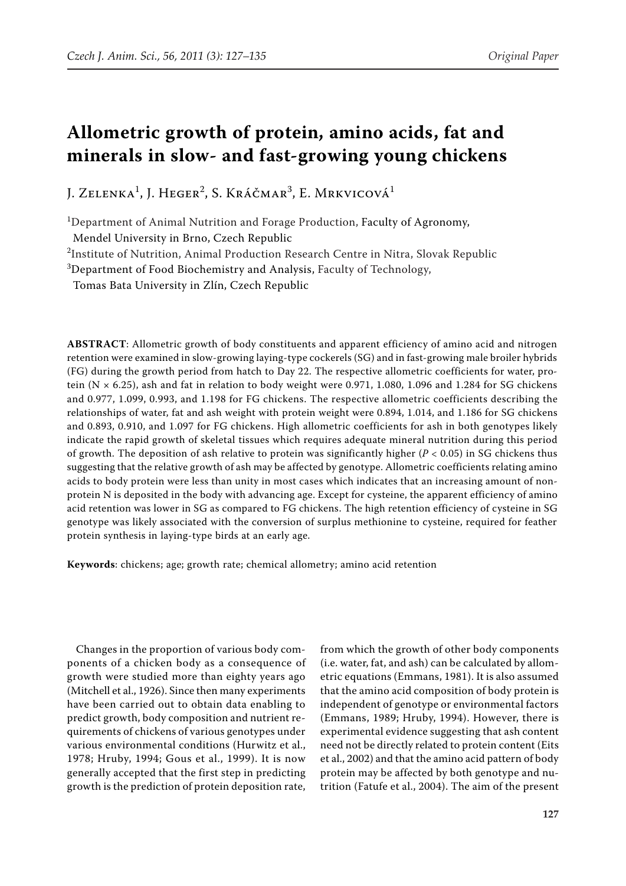# Allometric growth of protein, amino acids, fat and minerals in slow- and fast-growing young chickens

J. Zelenka[1], J. Heger[2], S. Kráčmar[3], E. Mrkvicová[1]

[1]Department of Animal Nutrition and Forage Production, Faculty of Agronomy, Mendel University in Brno, Czech Republic

[2]Institute of Nutrition, Animal Production Research Centre in Nitra, Slovak Republic

[3]Department of Food Biochemistry and Analysis, Faculty of Technology, Tomas Bata University in Zlín, Czech Republic

**ABSTRACT**: Allometric growth of body constituents and apparent efficiency of amino acid and nitrogen retention were examined in slow-growing laying-type cockerels (SG) and in fast-growing male broiler hybrids (FG) during the growth period from hatch to Day 22. The respective allometric coefficients for water, protein (N × 6.25), ash and fat in relation to body weight were 0.971, 1.080, 1.096 and 1.284 for SG chickens and 0.977, 1.099, 0.993, and 1.198 for FG chickens. The respective allometric coefficients describing the relationships of water, fat and ash weight with protein weight were 0.894, 1.014, and 1.186 for SG chickens and 0.893, 0.910, and 1.097 for FG chickens. High allometric coefficients for ash in both genotypes likely indicate the rapid growth of skeletal tissues which requires adequate mineral nutrition during this period of growth. The deposition of ash relative to protein was significantly higher ($P < 0.05$) in SG chickens thus suggesting that the relative growth of ash may be affected by genotype. Allometric coefficients relating amino acids to body protein were less than unity in most cases which indicates that an increasing amount of non-protein N is deposited in the body with advancing age. Except for cysteine, the apparent efficiency of amino acid retention was lower in SG as compared to FG chickens. The high retention efficiency of cysteine in SG genotype was likely associated with the conversion of surplus methionine to cysteine, required for feather protein synthesis in laying-type birds at an early age.

**Keywords**: chickens; age; growth rate; chemical allometry; amino acid retention

Changes in the proportion of various body components of a chicken body as a consequence of growth were studied more than eighty years ago (Mitchell et al., 1926). Since then many experiments have been carried out to obtain data enabling to predict growth, body composition and nutrient requirements of chickens of various genotypes under various environmental conditions (Hurwitz et al., 1978; Hruby, 1994; Gous et al., 1999). It is now generally accepted that the first step in predicting growth is the prediction of protein deposition rate, from which the growth of other body components (i.e. water, fat, and ash) can be calculated by allometric equations (Emmans, 1981). It is also assumed that the amino acid composition of body protein is independent of genotype or environmental factors (Emmans, 1989; Hruby, 1994). However, there is experimental evidence suggesting that ash content need not be directly related to protein content (Eits et al., 2002) and that the amino acid pattern of body protein may be affected by both genotype and nutrition (Fatufe et al., 2004). The aim of the present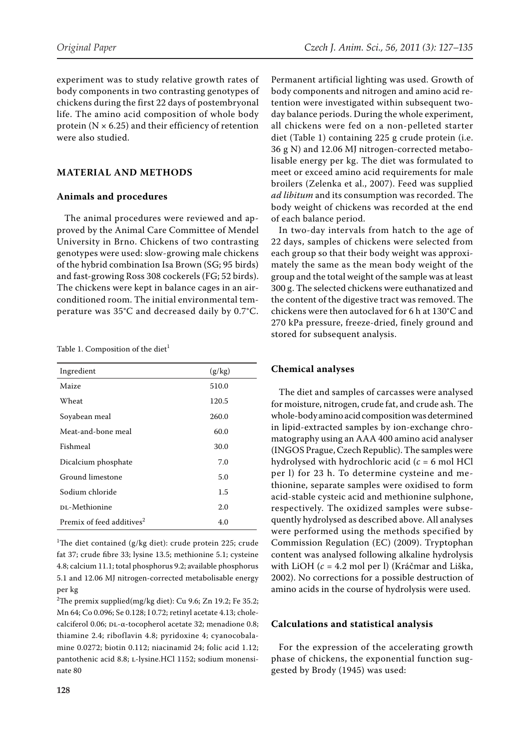experiment was to study relative growth rates of body components in two contrasting genotypes of chickens during the first 22 days of postembryonal life. The amino acid composition of whole body protein (N × 6.25) and their efficiency of retention were also studied.

## MATERIAL AND METHODS

### Animals and procedures

The animal procedures were reviewed and approved by the Animal Care Committee of Mendel University in Brno. Chickens of two contrasting genotypes were used: slow-growing male chickens of the hybrid combination Isa Brown (SG; 95 birds) and fast-growing Ross 308 cockerels (FG; 52 birds). The chickens were kept in balance cages in an air-conditioned room. The initial environmental temperature was 35°C and decreased daily by 0.7°C.

Table 1. Composition of the diet[1]

| Ingredient | (g/kg) |
|---|---|
| Maize | 510.0 |
| Wheat | 120.5 |
| Soyabean meal | 260.0 |
| Meat-and-bone meal | 60.0 |
| Fishmeal | 30.0 |
| Dicalcium phosphate | 7.0 |
| Ground limestone | 5.0 |
| Sodium chloride | 1.5 |
| DL-Methionine | 2.0 |
| Premix of feed additives[2] | 4.0 |

[1]The diet contained (g/kg diet): crude protein 225; crude fat 37; crude fibre 33; lysine 13.5; methionine 5.1; cysteine 4.8; calcium 11.1; total phosphorus 9.2; available phosphorus 5.1 and 12.06 MJ nitrogen-corrected metabolisable energy per kg

[2]The premix supplied(mg/kg diet): Cu 9.6; Zn 19.2; Fe 35.2; Mn 64; Co 0.096; Se 0.128; I 0.72; retinyl acetate 4.13; cholecalciferol 0.06; DL-α-tocopherol acetate 32; menadione 0.8; thiamine 2.4; riboflavin 4.8; pyridoxine 4; cyanocobalamine 0.0272; biotin 0.112; niacinamid 24; folic acid 1.12; pantothenic acid 8.8; L-lysine.HCl 1152; sodium monensinate 80

Permanent artificial lighting was used. Growth of body components and nitrogen and amino acid retention were investigated within subsequent two-day balance periods. During the whole experiment, all chickens were fed on a non-pelleted starter diet (Table 1) containing 225 g crude protein (i.e. 36 g N) and 12.06 MJ nitrogen-corrected metabolisable energy per kg. The diet was formulated to meet or exceed amino acid requirements for male broilers (Zelenka et al., 2007). Feed was supplied *ad libitum* and its consumption was recorded. The body weight of chickens was recorded at the end of each balance period.

In two-day intervals from hatch to the age of 22 days, samples of chickens were selected from each group so that their body weight was approximately the same as the mean body weight of the group and the total weight of the sample was at least 300 g. The selected chickens were euthanazited and the content of the digestive tract was removed. The chickens were then autoclaved for 6 h at 130°C and 270 kPa pressure, freeze-dried, finely ground and stored for subsequent analysis.

### Chemical analyses

The diet and samples of carcasses were analysed for moisture, nitrogen, crude fat, and crude ash. The whole-body amino acid composition was determined in lipid-extracted samples by ion-exchange chromatography using an AAA 400 amino acid analyser (INGOS Prague, Czech Republic). The samples were hydrolysed with hydrochloric acid ($c$ = 6 mol HCl per l) for 23 h. To determine cysteine and methionine, separate samples were oxidised to form acid-stable cysteic acid and methionine sulphone, respectively. The oxidized samples were subsequently hydrolysed as described above. All analyses were performed using the methods specified by Commission Regulation (EC) (2009). Tryptophan content was analysed following alkaline hydrolysis with LiOH ($c$ = 4.2 mol per l) (Kráčmar and Liška, 2002). No corrections for a possible destruction of amino acids in the course of hydrolysis were used.

### Calculations and statistical analysis

For the expression of the accelerating growth phase of chickens, the exponential function suggested by Brody (1945) was used: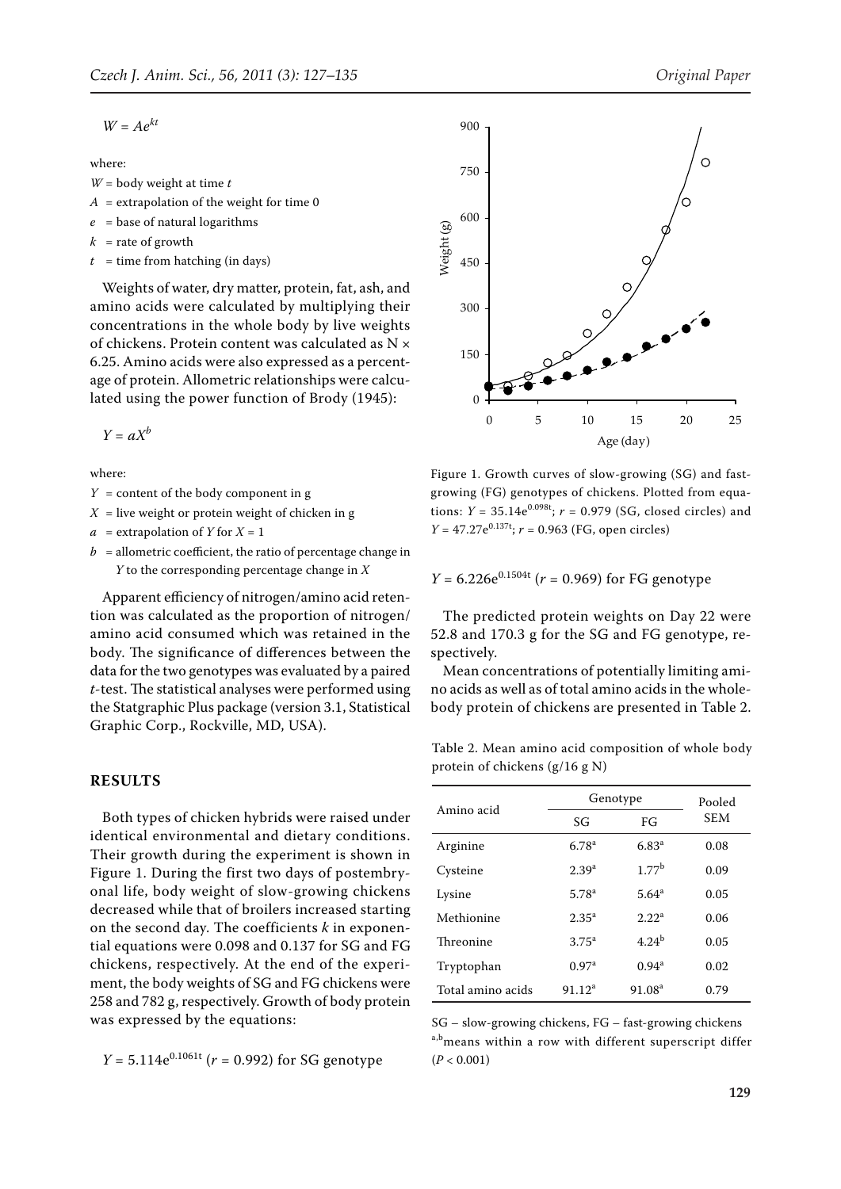$W = Ae^{kt}$

where:

$W$ = body weight at time $t$

$A$ = extrapolation of the weight for time 0

$e$ = base of natural logarithms

$k$ = rate of growth

$t$ = time from hatching (in days)

Weights of water, dry matter, protein, fat, ash, and amino acids were calculated by multiplying their concentrations in the whole body by live weights of chickens. Protein content was calculated as N × 6.25. Amino acids were also expressed as a percentage of protein. Allometric relationships were calculated using the power function of Brody (1945):

$Y = aX^b$

where:

$Y$ = content of the body component in g

$X$ = live weight or protein weight of chicken in g

$a$ = extrapolation of $Y$ for $X = 1$

$b$ = allometric coefficient, the ratio of percentage change in $Y$ to the corresponding percentage change in $X$

Apparent efficiency of nitrogen/amino acid retention was calculated as the proportion of nitrogen/amino acid consumed which was retained in the body. The significance of differences between the data for the two genotypes was evaluated by a paired $t$-test. The statistical analyses were performed using the Statgraphic Plus package (version 3.1, Statistical Graphic Corp., Rockville, MD, USA).

## RESULTS

Both types of chicken hybrids were raised under identical environmental and dietary conditions. Their growth during the experiment is shown in Figure 1. During the first two days of postembryonal life, body weight of slow-growing chickens decreased while that of broilers increased starting on the second day. The coefficients $k$ in exponential equations were 0.098 and 0.137 for SG and FG chickens, respectively. At the end of the experiment, the body weights of SG and FG chickens were 258 and 782 g, respectively. Growth of body protein was expressed by the equations:

$Y = 5.114e^{0.1061t}$ ($r = 0.992$) for SG genotype

Figure 1. Growth curves of slow-growing (SG) and fast-growing (FG) genotypes of chickens. Plotted from equations: $Y = 35.14e^{0.098t}$; $r = 0.979$ (SG, closed circles) and $Y = 47.27e^{0.137t}$; $r = 0.963$ (FG, open circles)

$Y = 6.226e^{0.1504t}$ ($r = 0.969$) for FG genotype

The predicted protein weights on Day 22 were 52.8 and 170.3 g for the SG and FG genotype, respectively.

Mean concentrations of potentially limiting amino acids as well as of total amino acids in the whole-body protein of chickens are presented in Table 2.

Table 2. Mean amino acid composition of whole body protein of chickens (g/16 g N)

| Amino acid | Genotype | | Pooled SEM |
|---|---|---|---|
| | SG | FG | |
| Arginine | 6.78[a] | 6.83[a] | 0.08 |
| Cysteine | 2.39[a] | 1.77[b] | 0.09 |
| Lysine | 5.78[a] | 5.64[a] | 0.05 |
| Methionine | 2.35[a] | 2.22[a] | 0.06 |
| Threonine | 3.75[a] | 4.24[b] | 0.05 |
| Tryptophan | 0.97[a] | 0.94[a] | 0.02 |
| Total amino acids | 91.12[a] | 91.08[a] | 0.79 |

SG – slow-growing chickens, FG – fast-growing chickens

[a,b]means within a row with different superscript differ ($P < 0.001$)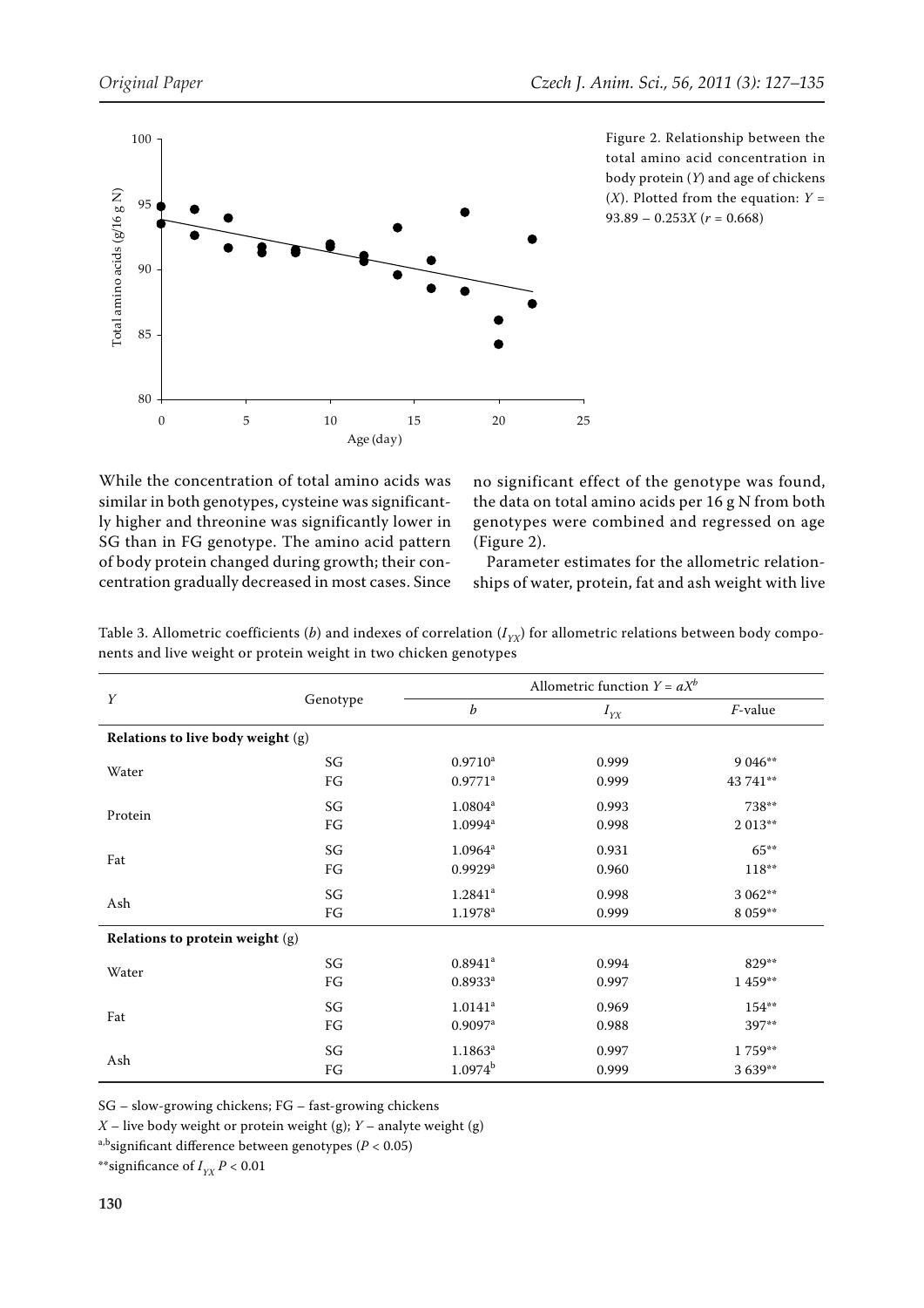Figure 2. Relationship between the total amino acid concentration in body protein ($Y$) and age of chickens ($X$). Plotted from the equation: $Y = 93.89 - 0.253X$ ($r = 0.668$)

While the concentration of total amino acids was similar in both genotypes, cysteine was significantly higher and threonine was significantly lower in SG than in FG genotype. The amino acid pattern of body protein changed during growth; their concentration gradually decreased in most cases. Since no significant effect of the genotype was found, the data on total amino acids per 16 g N from both genotypes were combined and regressed on age (Figure 2).

Parameter estimates for the allometric relationships of water, protein, fat and ash weight with live

Table 3. Allometric coefficients ($b$) and indexes of correlation ($I_{YX}$) for allometric relations between body components and live weight or protein weight in two chicken genotypes

| $Y$ | Genotype | Allometric function $Y = aX^b$ | | |
|---|---|---|---|---|
| | | $b$ | $I_{YX}$ | $F$-value |
| **Relations to live body weight** (g) | | | | |
| Water | SG | 0.9710[a] | 0.999 | 9 046** |
| | FG | 0.9771[a] | 0.999 | 43 741** |
| Protein | SG | 1.0804[a] | 0.993 | 738** |
| | FG | 1.0994[a] | 0.998 | 2 013** |
| Fat | SG | 1.0964[a] | 0.931 | 65** |
| | FG | 0.9929[a] | 0.960 | 118** |
| Ash | SG | 1.2841[a] | 0.998 | 3 062** |
| | FG | 1.1978[a] | 0.999 | 8 059** |
| **Relations to protein weight** (g) | | | | |
| Water | SG | 0.8941[a] | 0.994 | 829** |
| | FG | 0.8933[a] | 0.997 | 1 459** |
| Fat | SG | 1.0141[a] | 0.969 | 154** |
| | FG | 0.9097[a] | 0.988 | 397** |
| Ash | SG | 1.1863[a] | 0.997 | 1 759** |
| | FG | 1.0974[b] | 0.999 | 3 639** |

SG – slow-growing chickens; FG – fast-growing chickens

$X$ – live body weight or protein weight (g); $Y$ – analyte weight (g)

[a,b]significant difference between genotypes ($P < 0.05$)

**significance of $I_{YX}$ $P < 0.01$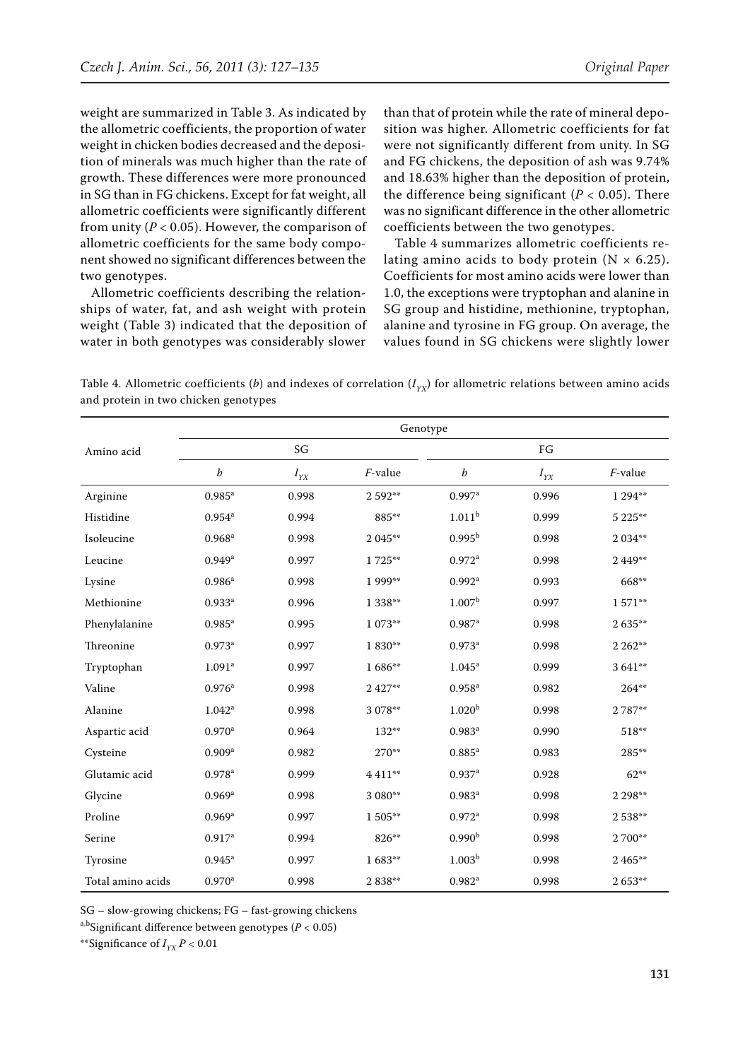weight are summarized in Table 3. As indicated by the allometric coefficients, the proportion of water weight in chicken bodies decreased and the deposition of minerals was much higher than the rate of growth. These differences were more pronounced in SG than in FG chickens. Except for fat weight, all allometric coefficients were significantly different from unity ($P < 0.05$). However, the comparison of allometric coefficients for the same body component showed no significant differences between the two genotypes.

Allometric coefficients describing the relationships of water, fat, and ash weight with protein weight (Table 3) indicated that the deposition of water in both genotypes was considerably slower than that of protein while the rate of mineral deposition was higher. Allometric coefficients for fat were not significantly different from unity. In SG and FG chickens, the deposition of ash was 9.74% and 18.63% higher than the deposition of protein, the difference being significant ($P < 0.05$). There was no significant difference in the other allometric coefficients between the two genotypes.

Table 4 summarizes allometric coefficients relating amino acids to body protein (N × 6.25). Coefficients for most amino acids were lower than 1.0, the exceptions were tryptophan and alanine in SG group and histidine, methionine, tryptophan, alanine and tyrosine in FG group. On average, the values found in SG chickens were slightly lower

Table 4. Allometric coefficients (*b*) and indexes of correlation ($I_{YX}$) for allometric relations between amino acids and protein in two chicken genotypes

| Amino acid | Genotype | | | | | |
|---|---|---|---|---|---|---|
| | SG | | | FG | | |
| | *b* | $I_{YX}$ | *F*-value | *b* | $I_{YX}$ | *F*-value |
| Arginine | 0.985[a] | 0.998 | 2 592** | 0.997[a] | 0.996 | 1 294** |
| Histidine | 0.954[a] | 0.994 | 885** | 1.011[b] | 0.999 | 5 225** |
| Isoleucine | 0.968[a] | 0.998 | 2 045** | 0.995[b] | 0.998 | 2 034** |
| Leucine | 0.949[a] | 0.997 | 1 725** | 0.972[a] | 0.998 | 2 449** |
| Lysine | 0.986[a] | 0.998 | 1 999** | 0.992[a] | 0.993 | 668** |
| Methionine | 0.933[a] | 0.996 | 1 338** | 1.007[b] | 0.997 | 1 571** |
| Phenylalanine | 0.985[a] | 0.995 | 1 073** | 0.987[a] | 0.998 | 2 635** |
| Threonine | 0.973[a] | 0.997 | 1 830** | 0.973[a] | 0.998 | 2 262** |
| Tryptophan | 1.091[a] | 0.997 | 1 686** | 1.045[a] | 0.999 | 3 641** |
| Valine | 0.976[a] | 0.998 | 2 427** | 0.958[a] | 0.982 | 264** |
| Alanine | 1.042[a] | 0.998 | 3 078** | 1.020[b] | 0.998 | 2 787** |
| Aspartic acid | 0.970[a] | 0.964 | 132** | 0.983[a] | 0.990 | 518** |
| Cysteine | 0.909[a] | 0.982 | 270** | 0.885[a] | 0.983 | 285** |
| Glutamic acid | 0.978[a] | 0.999 | 4 411** | 0.937[a] | 0.928 | 62** |
| Glycine | 0.969[a] | 0.998 | 3 080** | 0.983[a] | 0.998 | 2 298** |
| Proline | 0.969[a] | 0.997 | 1 505** | 0.972[a] | 0.998 | 2 538** |
| Serine | 0.917[a] | 0.994 | 826** | 0.990[b] | 0.998 | 2 700** |
| Tyrosine | 0.945[a] | 0.997 | 1 683** | 1.003[b] | 0.998 | 2 465** |
| Total amino acids | 0.970[a] | 0.998 | 2 838** | 0.982[a] | 0.998 | 2 653** |

SG – slow-growing chickens; FG – fast-growing chickens

[a,b]Significant difference between genotypes ($P < 0.05$)

**Significance of $I_{YX}$ $P < 0.01$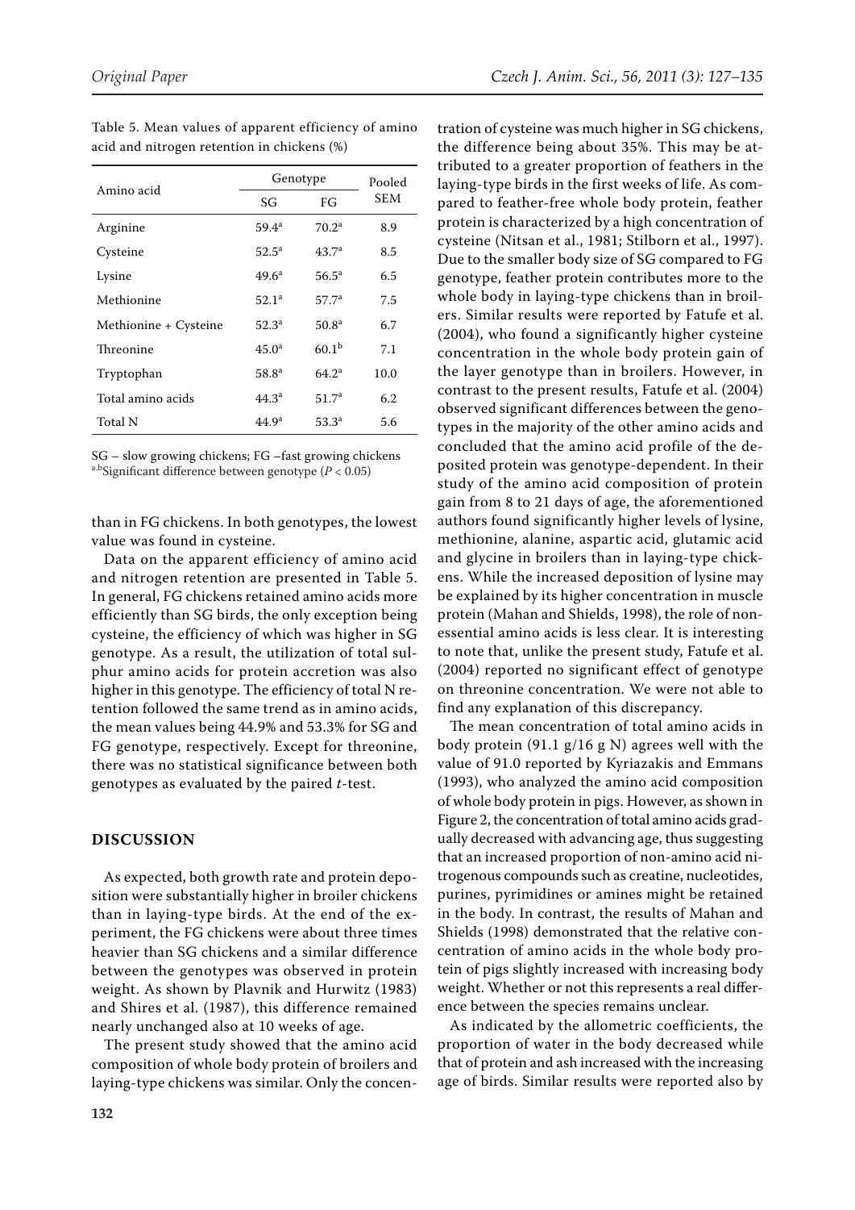Table 5. Mean values of apparent efficiency of amino acid and nitrogen retention in chickens (%)

| Amino acid | Genotype | | Pooled SEM |
|---|---|---|---|
| | SG | FG | |
| Arginine | 59.4[a] | 70.2[a] | 8.9 |
| Cysteine | 52.5[a] | 43.7[a] | 8.5 |
| Lysine | 49.6[a] | 56.5[a] | 6.5 |
| Methionine | 52.1[a] | 57.7[a] | 7.5 |
| Methionine + Cysteine | 52.3[a] | 50.8[a] | 6.7 |
| Threonine | 45.0[a] | 60.1[b] | 7.1 |
| Tryptophan | 58.8[a] | 64.2[a] | 10.0 |
| Total amino acids | 44.3[a] | 51.7[a] | 6.2 |
| Total N | 44.9[a] | 53.3[a] | 5.6 |

SG – slow growing chickens; FG –fast growing chickens
[a,b]Significant difference between genotype ($P < 0.05$)

than in FG chickens. In both genotypes, the lowest value was found in cysteine.

Data on the apparent efficiency of amino acid and nitrogen retention are presented in Table 5. In general, FG chickens retained amino acids more efficiently than SG birds, the only exception being cysteine, the efficiency of which was higher in SG genotype. As a result, the utilization of total sulphur amino acids for protein accretion was also higher in this genotype. The efficiency of total N retention followed the same trend as in amino acids, the mean values being 44.9% and 53.3% for SG and FG genotype, respectively. Except for threonine, there was no statistical significance between both genotypes as evaluated by the paired *t*-test.

## DISCUSSION

As expected, both growth rate and protein deposition were substantially higher in broiler chickens than in laying-type birds. At the end of the experiment, the FG chickens were about three times heavier than SG chickens and a similar difference between the genotypes was observed in protein weight. As shown by Plavnik and Hurwitz (1983) and Shires et al. (1987), this difference remained nearly unchanged also at 10 weeks of age.

The present study showed that the amino acid composition of whole body protein of broilers and laying-type chickens was similar. Only the concentration of cysteine was much higher in SG chickens, the difference being about 35%. This may be attributed to a greater proportion of feathers in the laying-type birds in the first weeks of life. As compared to feather-free whole body protein, feather protein is characterized by a high concentration of cysteine (Nitsan et al., 1981; Stilborn et al., 1997). Due to the smaller body size of SG compared to FG genotype, feather protein contributes more to the whole body in laying-type chickens than in broilers. Similar results were reported by Fatufe et al. (2004), who found a significantly higher cysteine concentration in the whole body protein gain of the layer genotype than in broilers. However, in contrast to the present results, Fatufe et al. (2004) observed significant differences between the genotypes in the majority of the other amino acids and concluded that the amino acid profile of the deposited protein was genotype-dependent. In their study of the amino acid composition of protein gain from 8 to 21 days of age, the aforementioned authors found significantly higher levels of lysine, methionine, alanine, aspartic acid, glutamic acid and glycine in broilers than in laying-type chickens. While the increased deposition of lysine may be explained by its higher concentration in muscle protein (Mahan and Shields, 1998), the role of nonessential amino acids is less clear. It is interesting to note that, unlike the present study, Fatufe et al. (2004) reported no significant effect of genotype on threonine concentration. We were not able to find any explanation of this discrepancy.

The mean concentration of total amino acids in body protein (91.1 g/16 g N) agrees well with the value of 91.0 reported by Kyriazakis and Emmans (1993), who analyzed the amino acid composition of whole body protein in pigs. However, as shown in Figure 2, the concentration of total amino acids gradually decreased with advancing age, thus suggesting that an increased proportion of non-amino acid nitrogenous compounds such as creatine, nucleotides, purines, pyrimidines or amines might be retained in the body. In contrast, the results of Mahan and Shields (1998) demonstrated that the relative concentration of amino acids in the whole body protein of pigs slightly increased with increasing body weight. Whether or not this represents a real difference between the species remains unclear.

As indicated by the allometric coefficients, the proportion of water in the body decreased while that of protein and ash increased with the increasing age of birds. Similar results were reported also by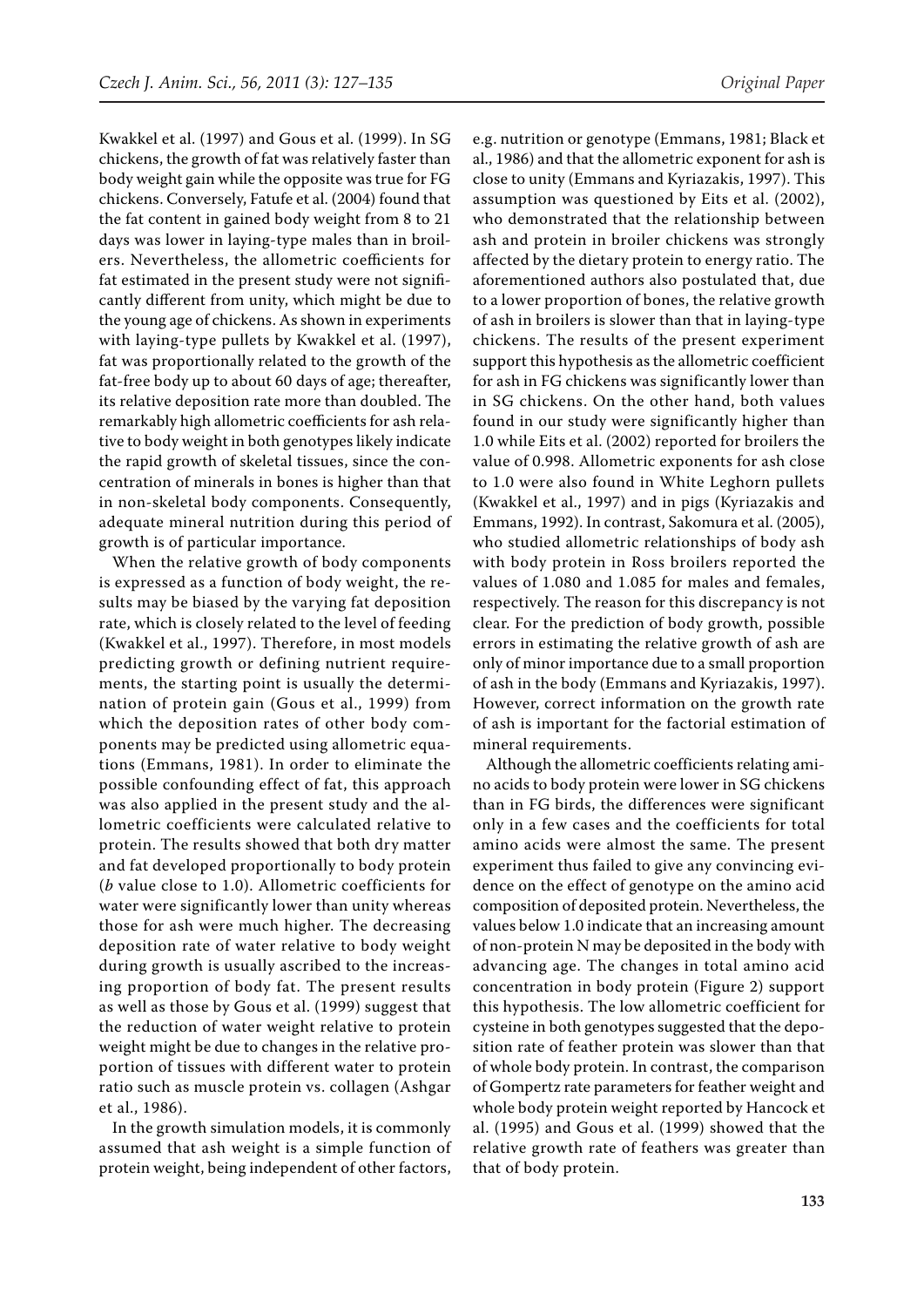Kwakkel et al. (1997) and Gous et al. (1999). In SG chickens, the growth of fat was relatively faster than body weight gain while the opposite was true for FG chickens. Conversely, Fatufe et al. (2004) found that the fat content in gained body weight from 8 to 21 days was lower in laying-type males than in broilers. Nevertheless, the allometric coefficients for fat estimated in the present study were not significantly different from unity, which might be due to the young age of chickens. As shown in experiments with laying-type pullets by Kwakkel et al. (1997), fat was proportionally related to the growth of the fat-free body up to about 60 days of age; thereafter, its relative deposition rate more than doubled. The remarkably high allometric coefficients for ash relative to body weight in both genotypes likely indicate the rapid growth of skeletal tissues, since the concentration of minerals in bones is higher than that in non-skeletal body components. Consequently, adequate mineral nutrition during this period of growth is of particular importance.

When the relative growth of body components is expressed as a function of body weight, the results may be biased by the varying fat deposition rate, which is closely related to the level of feeding (Kwakkel et al., 1997). Therefore, in most models predicting growth or defining nutrient requirements, the starting point is usually the determination of protein gain (Gous et al., 1999) from which the deposition rates of other body components may be predicted using allometric equations (Emmans, 1981). In order to eliminate the possible confounding effect of fat, this approach was also applied in the present study and the allometric coefficients were calculated relative to protein. The results showed that both dry matter and fat developed proportionally to body protein ($b$ value close to 1.0). Allometric coefficients for water were significantly lower than unity whereas those for ash were much higher. The decreasing deposition rate of water relative to body weight during growth is usually ascribed to the increasing proportion of body fat. The present results as well as those by Gous et al. (1999) suggest that the reduction of water weight relative to protein weight might be due to changes in the relative proportion of tissues with different water to protein ratio such as muscle protein vs. collagen (Ashgar et al., 1986).

In the growth simulation models, it is commonly assumed that ash weight is a simple function of protein weight, being independent of other factors, e.g. nutrition or genotype (Emmans, 1981; Black et al., 1986) and that the allometric exponent for ash is close to unity (Emmans and Kyriazakis, 1997). This assumption was questioned by Eits et al. (2002), who demonstrated that the relationship between ash and protein in broiler chickens was strongly affected by the dietary protein to energy ratio. The aforementioned authors also postulated that, due to a lower proportion of bones, the relative growth of ash in broilers is slower than that in laying-type chickens. The results of the present experiment support this hypothesis as the allometric coefficient for ash in FG chickens was significantly lower than in SG chickens. On the other hand, both values found in our study were significantly higher than 1.0 while Eits et al. (2002) reported for broilers the value of 0.998. Allometric exponents for ash close to 1.0 were also found in White Leghorn pullets (Kwakkel et al., 1997) and in pigs (Kyriazakis and Emmans, 1992). In contrast, Sakomura et al. (2005), who studied allometric relationships of body ash with body protein in Ross broilers reported the values of 1.080 and 1.085 for males and females, respectively. The reason for this discrepancy is not clear. For the prediction of body growth, possible errors in estimating the relative growth of ash are only of minor importance due to a small proportion of ash in the body (Emmans and Kyriazakis, 1997). However, correct information on the growth rate of ash is important for the factorial estimation of mineral requirements.

Although the allometric coefficients relating amino acids to body protein were lower in SG chickens than in FG birds, the differences were significant only in a few cases and the coefficients for total amino acids were almost the same. The present experiment thus failed to give any convincing evidence on the effect of genotype on the amino acid composition of deposited protein. Nevertheless, the values below 1.0 indicate that an increasing amount of non-protein N may be deposited in the body with advancing age. The changes in total amino acid concentration in body protein (Figure 2) support this hypothesis. The low allometric coefficient for cysteine in both genotypes suggested that the deposition rate of feather protein was slower than that of whole body protein. In contrast, the comparison of Gompertz rate parameters for feather weight and whole body protein weight reported by Hancock et al. (1995) and Gous et al. (1999) showed that the relative growth rate of feathers was greater than that of body protein.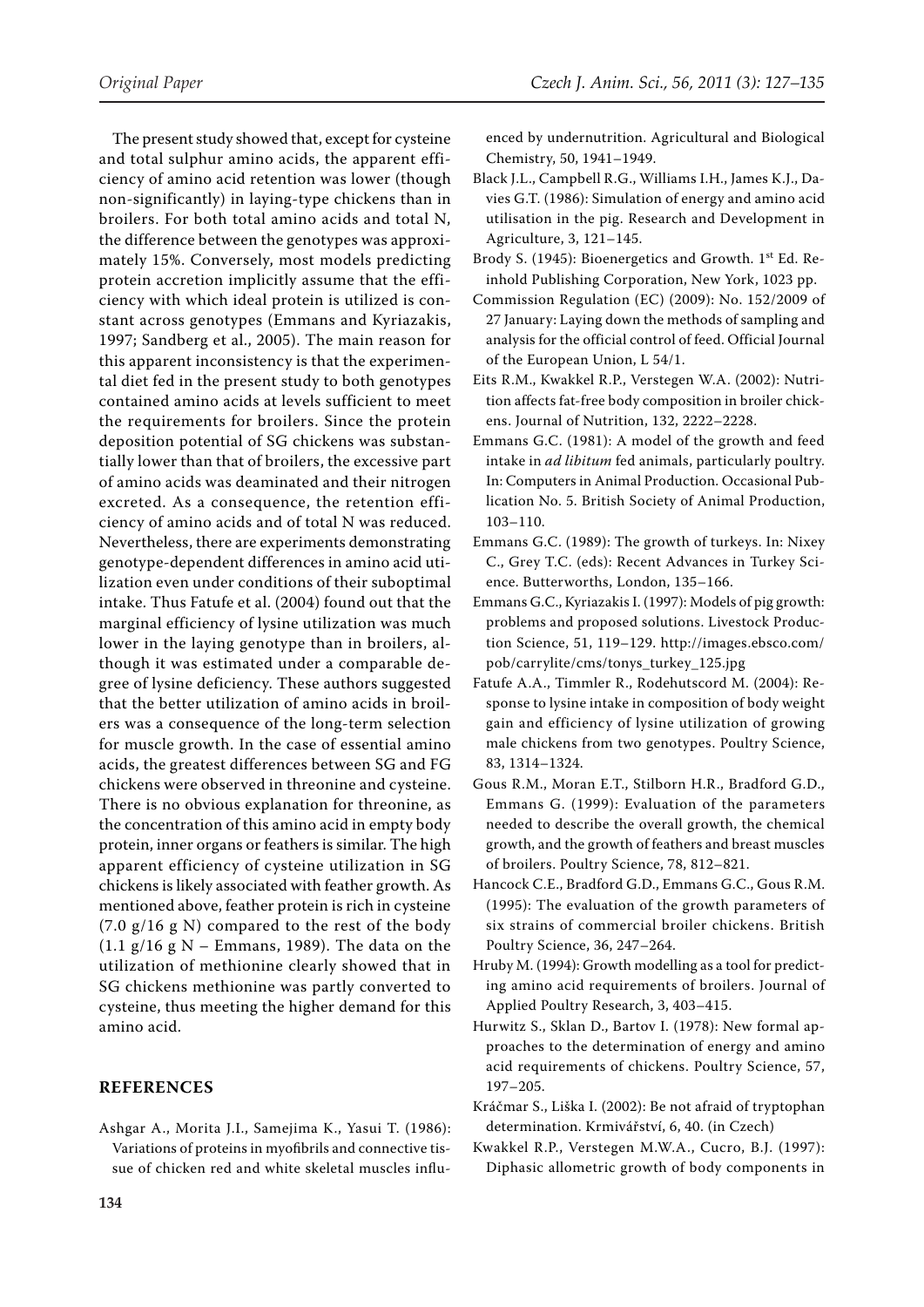The present study showed that, except for cysteine and total sulphur amino acids, the apparent efficiency of amino acid retention was lower (though non-significantly) in laying-type chickens than in broilers. For both total amino acids and total N, the difference between the genotypes was approximately 15%. Conversely, most models predicting protein accretion implicitly assume that the efficiency with which ideal protein is utilized is constant across genotypes (Emmans and Kyriazakis, 1997; Sandberg et al., 2005). The main reason for this apparent inconsistency is that the experimental diet fed in the present study to both genotypes contained amino acids at levels sufficient to meet the requirements for broilers. Since the protein deposition potential of SG chickens was substantially lower than that of broilers, the excessive part of amino acids was deaminated and their nitrogen excreted. As a consequence, the retention efficiency of amino acids and of total N was reduced. Nevertheless, there are experiments demonstrating genotype-dependent differences in amino acid utilization even under conditions of their suboptimal intake. Thus Fatufe et al. (2004) found out that the marginal efficiency of lysine utilization was much lower in the laying genotype than in broilers, although it was estimated under a comparable degree of lysine deficiency. These authors suggested that the better utilization of amino acids in broilers was a consequence of the long-term selection for muscle growth. In the case of essential amino acids, the greatest differences between SG and FG chickens were observed in threonine and cysteine. There is no obvious explanation for threonine, as the concentration of this amino acid in empty body protein, inner organs or feathers is similar. The high apparent efficiency of cysteine utilization in SG chickens is likely associated with feather growth. As mentioned above, feather protein is rich in cysteine (7.0 g/16 g N) compared to the rest of the body (1.1 g/16 g N – Emmans, 1989). The data on the utilization of methionine clearly showed that in SG chickens methionine was partly converted to cysteine, thus meeting the higher demand for this amino acid.

## REFERENCES

Ashgar A., Morita J.I., Samejima K., Yasui T. (1986): Variations of proteins in myofibrils and connective tissue of chicken red and white skeletal muscles influenced by undernutrition. Agricultural and Biological Chemistry, 50, 1941–1949.

Black J.L., Campbell R.G., Williams I.H., James K.J., Davies G.T. (1986): Simulation of energy and amino acid utilisation in the pig. Research and Development in Agriculture, 3, 121–145.

Brody S. (1945): Bioenergetics and Growth. 1st Ed. Reinhold Publishing Corporation, New York, 1023 pp.

Commission Regulation (EC) (2009): No. 152/2009 of 27 January: Laying down the methods of sampling and analysis for the official control of feed. Official Journal of the European Union, L 54/1.

Eits R.M., Kwakkel R.P., Verstegen W.A. (2002): Nutrition affects fat-free body composition in broiler chickens. Journal of Nutrition, 132, 2222–2228.

Emmans G.C. (1981): A model of the growth and feed intake in *ad libitum* fed animals, particularly poultry. In: Computers in Animal Production. Occasional Publication No. 5. British Society of Animal Production, 103–110.

Emmans G.C. (1989): The growth of turkeys. In: Nixey C., Grey T.C. (eds): Recent Advances in Turkey Science. Butterworths, London, 135–166.

Emmans G.C., Kyriazakis I. (1997): Models of pig growth: problems and proposed solutions. Livestock Production Science, 51, 119–129. http://images.ebsco.com/pob/carrylite/cms/tonys_turkey_125.jpg

Fatufe A.A., Timmler R., Rodehutscord M. (2004): Response to lysine intake in composition of body weight gain and efficiency of lysine utilization of growing male chickens from two genotypes. Poultry Science, 83, 1314–1324.

Gous R.M., Moran E.T., Stilborn H.R., Bradford G.D., Emmans G. (1999): Evaluation of the parameters needed to describe the overall growth, the chemical growth, and the growth of feathers and breast muscles of broilers. Poultry Science, 78, 812–821.

Hancock C.E., Bradford G.D., Emmans G.C., Gous R.M. (1995): The evaluation of the growth parameters of six strains of commercial broiler chickens. British Poultry Science, 36, 247–264.

Hruby M. (1994): Growth modelling as a tool for predicting amino acid requirements of broilers. Journal of Applied Poultry Research, 3, 403–415.

Hurwitz S., Sklan D., Bartov I. (1978): New formal approaches to the determination of energy and amino acid requirements of chickens. Poultry Science, 57, 197–205.

Kráčmar S., Liška I. (2002): Be not afraid of tryptophan determination. Krmivářství, 6, 40. (in Czech)

Kwakkel R.P., Verstegen M.W.A., Cucro, B.J. (1997): Diphasic allometric growth of body components in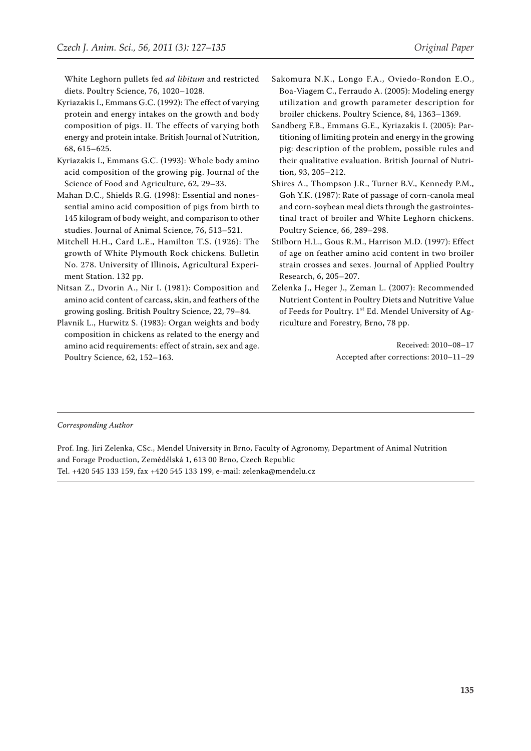White Leghorn pullets fed *ad libitum* and restricted diets. Poultry Science, 76, 1020–1028.

Kyriazakis I., Emmans G.C. (1992): The effect of varying protein and energy intakes on the growth and body composition of pigs. II. The effects of varying both energy and protein intake. British Journal of Nutrition, 68, 615–625.

Kyriazakis I., Emmans G.C. (1993): Whole body amino acid composition of the growing pig. Journal of the Science of Food and Agriculture, 62, 29–33.

Mahan D.C., Shields R.G. (1998): Essential and nonessential amino acid composition of pigs from birth to 145 kilogram of body weight, and comparison to other studies. Journal of Animal Science, 76, 513–521.

Mitchell H.H., Card L.E., Hamilton T.S. (1926): The growth of White Plymouth Rock chickens. Bulletin No. 278. University of Illinois, Agricultural Experiment Station. 132 pp.

Nitsan Z., Dvorin A., Nir I. (1981): Composition and amino acid content of carcass, skin, and feathers of the growing gosling. British Poultry Science, 22, 79–84.

Plavnik L., Hurwitz S. (1983): Organ weights and body composition in chickens as related to the energy and amino acid requirements: effect of strain, sex and age. Poultry Science, 62, 152–163.

Sakomura N.K., Longo F.A., Oviedo-Rondon E.O., Boa-Viagem C., Ferraudo A. (2005): Modeling energy utilization and growth parameter description for broiler chickens. Poultry Science, 84, 1363–1369.

Sandberg F.B., Emmans G.E., Kyriazakis I. (2005): Partitioning of limiting protein and energy in the growing pig: description of the problem, possible rules and their qualitative evaluation. British Journal of Nutrition, 93, 205–212.

Shires A., Thompson J.R., Turner B.V., Kennedy P.M., Goh Y.K. (1987): Rate of passage of corn-canola meal and corn-soybean meal diets through the gastrointestinal tract of broiler and White Leghorn chickens. Poultry Science, 66, 289–298.

Stilborn H.L., Gous R.M., Harrison M.D. (1997): Effect of age on feather amino acid content in two broiler strain crosses and sexes. Journal of Applied Poultry Research, 6, 205–207.

Zelenka J., Heger J., Zeman L. (2007): Recommended Nutrient Content in Poultry Diets and Nutritive Value of Feeds for Poultry. 1st Ed. Mendel University of Agriculture and Forestry, Brno, 78 pp.

Received: 2010–08–17
Accepted after corrections: 2010–11–29

*Corresponding Author*

Prof. Ing. Jiri Zelenka, CSc., Mendel University in Brno, Faculty of Agronomy, Department of Animal Nutrition and Forage Production, Zemědělská 1, 613 00 Brno, Czech Republic
Tel. +420 545 133 159, fax +420 545 133 199, e-mail: zelenka@mendelu.cz